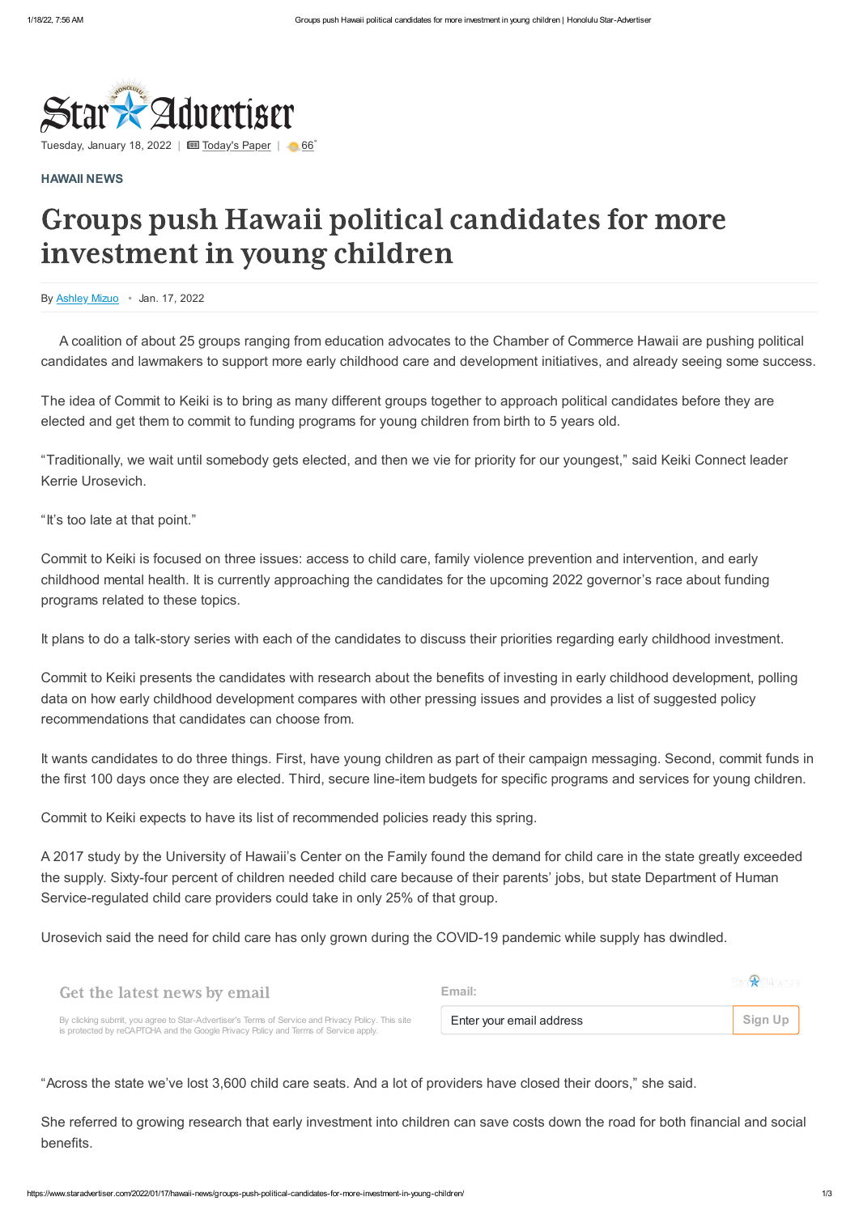Tuesday, January 18, 2022 | Today's Paper | 66°

**HAWAII NEWS**

# Groups push Hawaii political candidates for more investment in young children

By Ashley Mizuo • Jan. 17, 2022

A coalition of about 25 groups ranging from education advocates to the Chamber of Commerce Hawaii are pushing political candidates and lawmakers to support more early childhood care and development initiatives, and already seeing some success.

The idea of Commit to Keiki is to bring as many different groups together to approach political candidates before they are elected and get them to commit to funding programs for young children from birth to 5 years old.

"Traditionally, we wait until somebody gets elected, and then we vie for priority for our youngest," said Keiki Connect leader Kerrie Urosevich.

"It's too late at that point."

Commit to Keiki is focused on three issues: access to child care, family violence prevention and intervention, and early childhood mental health. It is currently approaching the candidates for the upcoming 2022 governor's race about funding programs related to these topics.

It plans to do a talk-story series with each of the candidates to discuss their priorities regarding early childhood investment.

Commit to Keiki presents the candidates with research about the benefits of investing in early childhood development, polling data on how early childhood development compares with other pressing issues and provides a list of suggested policy recommendations that candidates can choose from.

It wants candidates to do three things. First, have young children as part of their campaign messaging. Second, commit funds in the first 100 days once they are elected. Third, secure line-item budgets for specific programs and services for young children.

Commit to Keiki expects to have its list of recommended policies ready this spring.

A 2017 study by the University of Hawaii's Center on the Family found the demand for child care in the state greatly exceeded the supply. Sixty-four percent of children needed child care because of their parents' jobs, but state Department of Human Service-regulated child care providers could take in only 25% of that group.

Urosevich said the need for child care has only grown during the COVID-19 pandemic while supply has dwindled.

"Across the state we've lost 3,600 child care seats. And a lot of providers have closed their doors," she said.

She referred to growing research that early investment into children can save costs down the road for both financial and social benefits.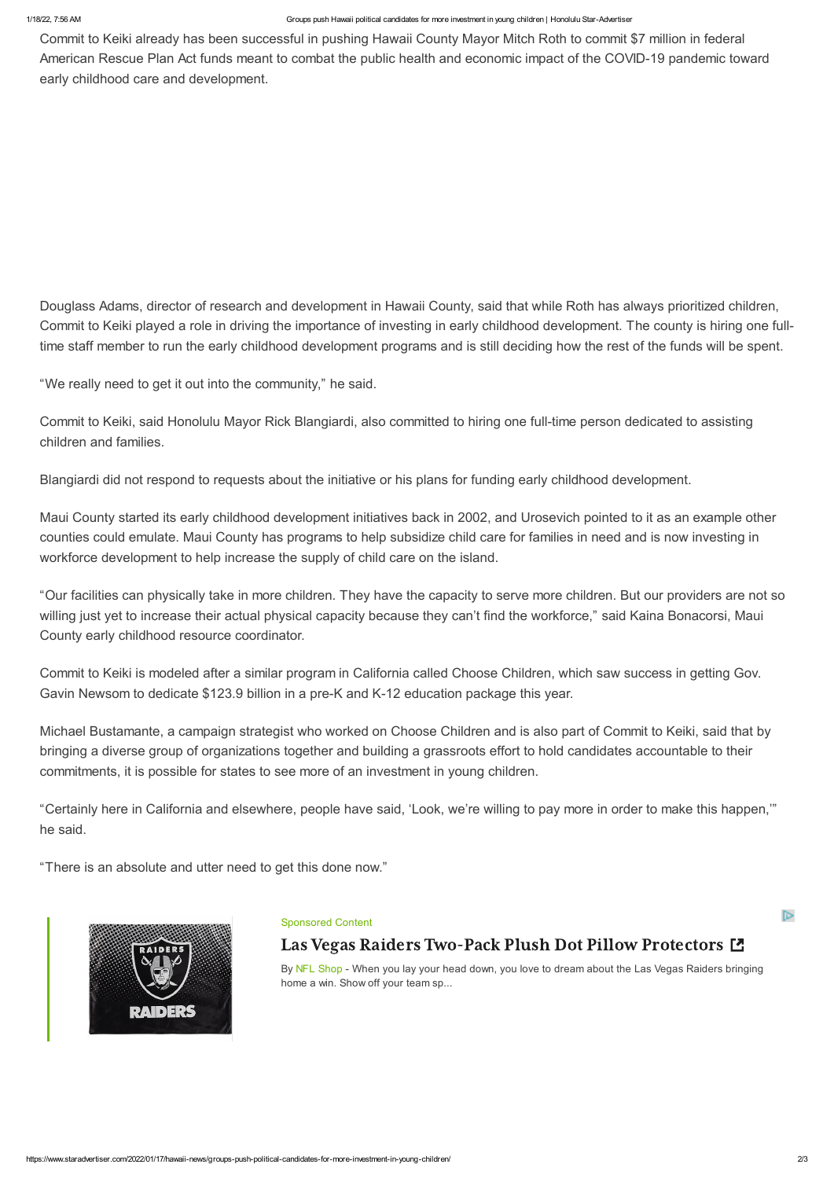Commit to Keiki already has been successful in pushing Hawaii County Mayor Mitch Roth to commit $7 million in federal American Rescue Plan Act funds meant to combat the public health and economic impact of the COVID-19 pandemic toward early childhood care and development.

Douglass Adams, director of research and development in Hawaii County, said that while Roth has always prioritized children, Commit to Keiki played a role in driving the importance of investing in early childhood development. The county is hiring one full-time staff member to run the early childhood development programs and is still deciding how the rest of the funds will be spent.

"We really need to get it out into the community," he said.

Commit to Keiki, said Honolulu Mayor Rick Blangiardi, also committed to hiring one full-time person dedicated to assisting children and families.

Blangiardi did not respond to requests about the initiative or his plans for funding early childhood development.

Maui County started its early childhood development initiatives back in 2002, and Urosevich pointed to it as an example other counties could emulate. Maui County has programs to help subsidize child care for families in need and is now investing in workforce development to help increase the supply of child care on the island.

"Our facilities can physically take in more children. They have the capacity to serve more children. But our providers are not so willing just yet to increase their actual physical capacity because they can't find the workforce," said Kaina Bonacorsi, Maui County early childhood resource coordinator.

Commit to Keiki is modeled after a similar program in California called Choose Children, which saw success in getting Gov. Gavin Newsom to dedicate $123.9 billion in a pre-K and K-12 education package this year.

Michael Bustamante, a campaign strategist who worked on Choose Children and is also part of Commit to Keiki, said that by bringing a diverse group of organizations together and building a grassroots effort to hold candidates accountable to their commitments, it is possible for states to see more of an investment in young children.

"Certainly here in California and elsewhere, people have said, 'Look, we're willing to pay more in order to make this happen,'" he said.

"There is an absolute and utter need to get this done now."

Sponsored Content

**Las Vegas Raiders Two-Pack Plush Dot Pillow Protectors**

By NFL Shop - When you lay your head down, you love to dream about the Las Vegas Raiders bringing home a win. Show off your team sp...